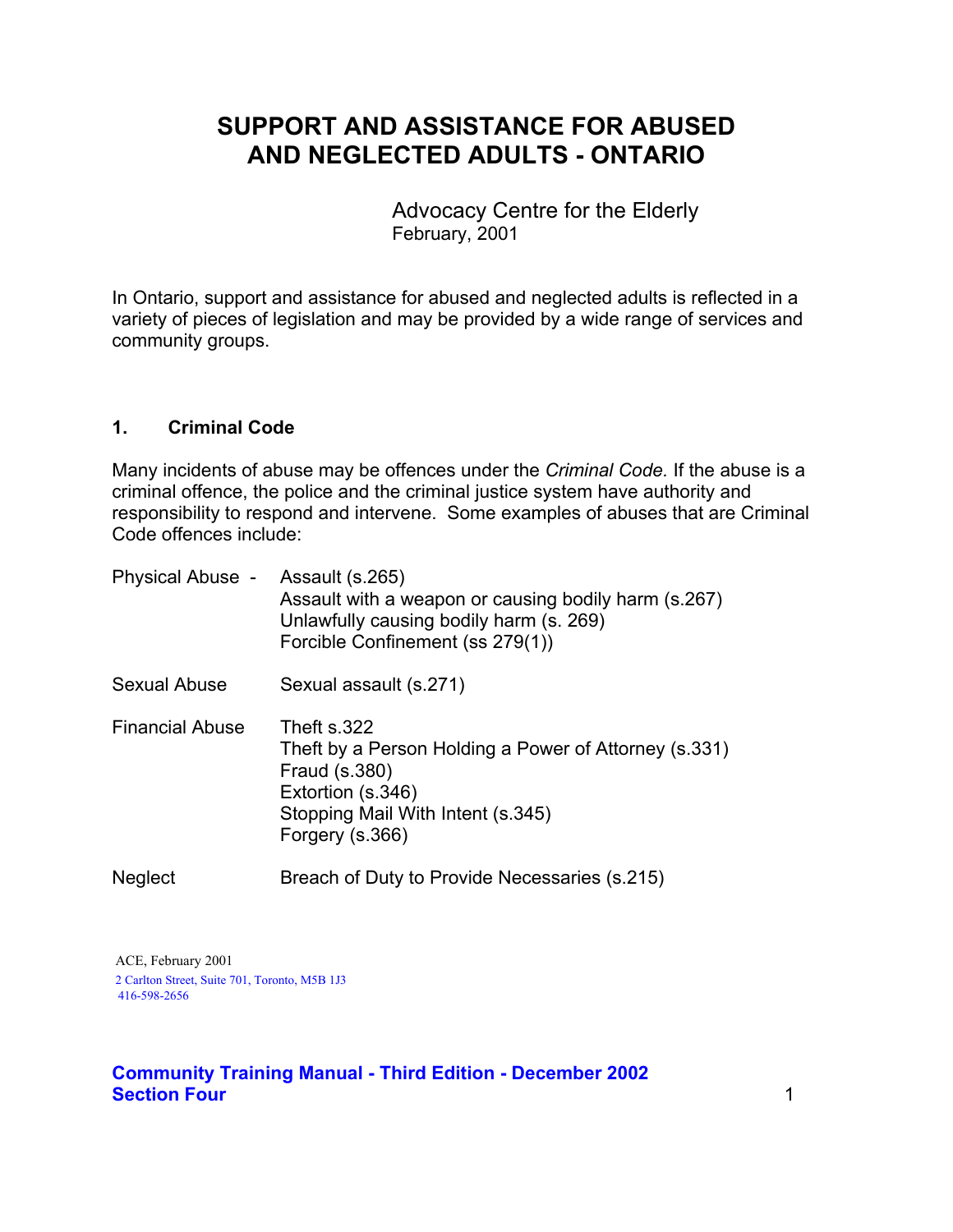# SUPPORT AND ASSISTANCE FOR ABUSED AND NEGLECTED ADULTS - ONTARIO

Advocacy Centre for the Elderly
February, 2001

In Ontario, support and assistance for abused and neglected adults is reflected in a variety of pieces of legislation and may be provided by a wide range of services and community groups.

## 1. Criminal Code

Many incidents of abuse may be offences under the *Criminal Code.* If the abuse is a criminal offence, the police and the criminal justice system have authority and responsibility to respond and intervene. Some examples of abuses that are Criminal Code offences include:

| | |
|---|---|
| Physical Abuse - | Assault (s.265)<br>Assault with a weapon or causing bodily harm (s.267)<br>Unlawfully causing bodily harm (s. 269)<br>Forcible Confinement (ss 279(1)) |
| Sexual Abuse | Sexual assault (s.271) |
| Financial Abuse | Theft s.322<br>Theft by a Person Holding a Power of Attorney (s.331)<br>Fraud (s.380)<br>Extortion (s.346)<br>Stopping Mail With Intent (s.345)<br>Forgery (s.366) |
| Neglect | Breach of Duty to Provide Necessaries (s.215) |

ACE, February 2001
2 Carlton Street, Suite 701, Toronto, M5B 1J3
416-598-2656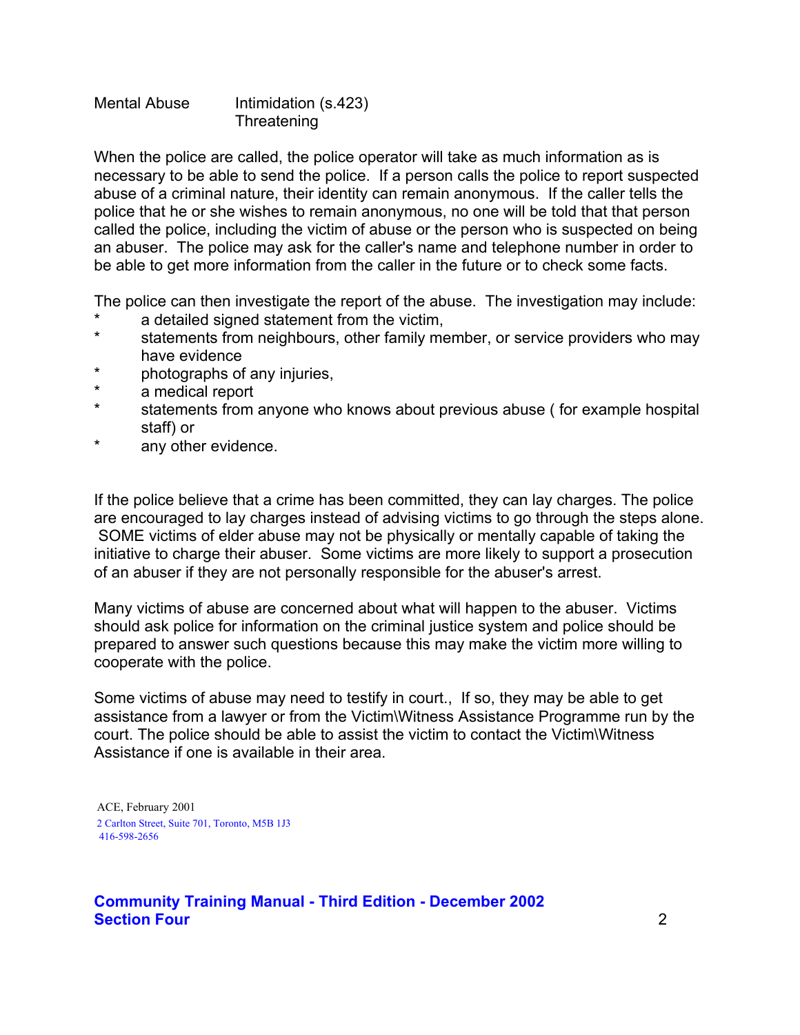| Mental Abuse | Intimidation (s.423) |
| --- | --- |
| | Threatening |

When the police are called, the police operator will take as much information as is necessary to be able to send the police. If a person calls the police to report suspected abuse of a criminal nature, their identity can remain anonymous. If the caller tells the police that he or she wishes to remain anonymous, no one will be told that that person called the police, including the victim of abuse or the person who is suspected on being an abuser. The police may ask for the caller's name and telephone number in order to be able to get more information from the caller in the future or to check some facts.

The police can then investigate the report of the abuse. The investigation may include:

* a detailed signed statement from the victim,
* statements from neighbours, other family member, or service providers who may have evidence
* photographs of any injuries,
* a medical report
* statements from anyone who knows about previous abuse ( for example hospital staff) or
* any other evidence.

If the police believe that a crime has been committed, they can lay charges. The police are encouraged to lay charges instead of advising victims to go through the steps alone. SOME victims of elder abuse may not be physically or mentally capable of taking the initiative to charge their abuser. Some victims are more likely to support a prosecution of an abuser if they are not personally responsible for the abuser's arrest.

Many victims of abuse are concerned about what will happen to the abuser. Victims should ask police for information on the criminal justice system and police should be prepared to answer such questions because this may make the victim more willing to cooperate with the police.

Some victims of abuse may need to testify in court., If so, they may be able to get assistance from a lawyer or from the Victim\Witness Assistance Programme run by the court. The police should be able to assist the victim to contact the Victim\Witness Assistance if one is available in their area.

ACE, February 2001
2 Carlton Street, Suite 701, Toronto, M5B 1J3
416-598-2656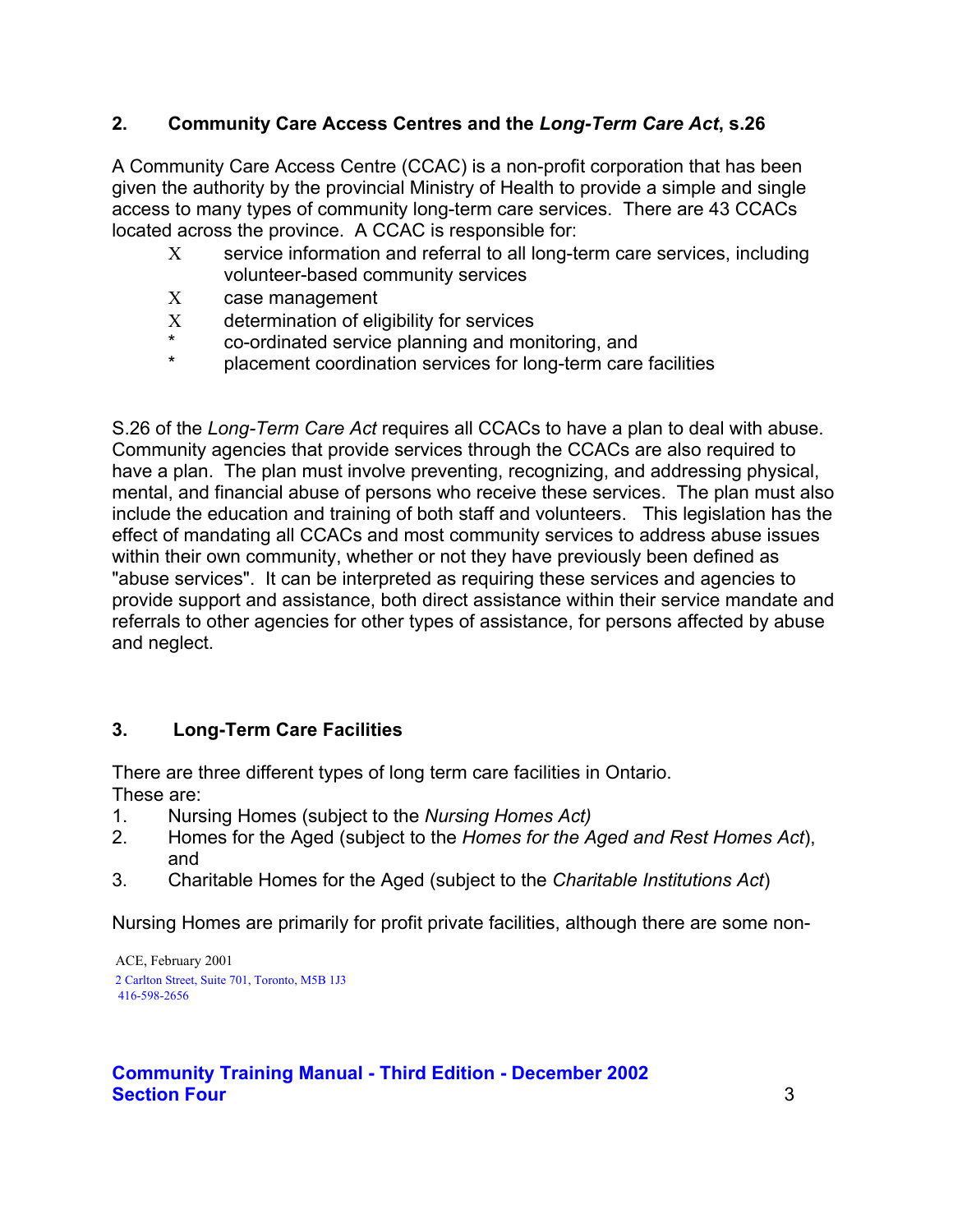## 2. Community Care Access Centres and the *Long-Term Care Act*, s.26

A Community Care Access Centre (CCAC) is a non-profit corporation that has been given the authority by the provincial Ministry of Health to provide a simple and single access to many types of community long-term care services. There are 43 CCACs located across the province. A CCAC is responsible for:

- service information and referral to all long-term care services, including volunteer-based community services
- case management
- determination of eligibility for services
- co-ordinated service planning and monitoring, and
- placement coordination services for long-term care facilities

S.26 of the *Long-Term Care Act* requires all CCACs to have a plan to deal with abuse. Community agencies that provide services through the CCACs are also required to have a plan. The plan must involve preventing, recognizing, and addressing physical, mental, and financial abuse of persons who receive these services. The plan must also include the education and training of both staff and volunteers. This legislation has the effect of mandating all CCACs and most community services to address abuse issues within their own community, whether or not they have previously been defined as "abuse services". It can be interpreted as requiring these services and agencies to provide support and assistance, both direct assistance within their service mandate and referrals to other agencies for other types of assistance, for persons affected by abuse and neglect.

## 3. Long-Term Care Facilities

There are three different types of long term care facilities in Ontario.
These are:

1. Nursing Homes (subject to the *Nursing Homes Act)*
2. Homes for the Aged (subject to the *Homes for the Aged and Rest Homes Act*), and
3. Charitable Homes for the Aged (subject to the *Charitable Institutions Act*)

Nursing Homes are primarily for profit private facilities, although there are some non-

ACE, February 2001
2 Carlton Street, Suite 701, Toronto, M5B 1J3
416-598-2656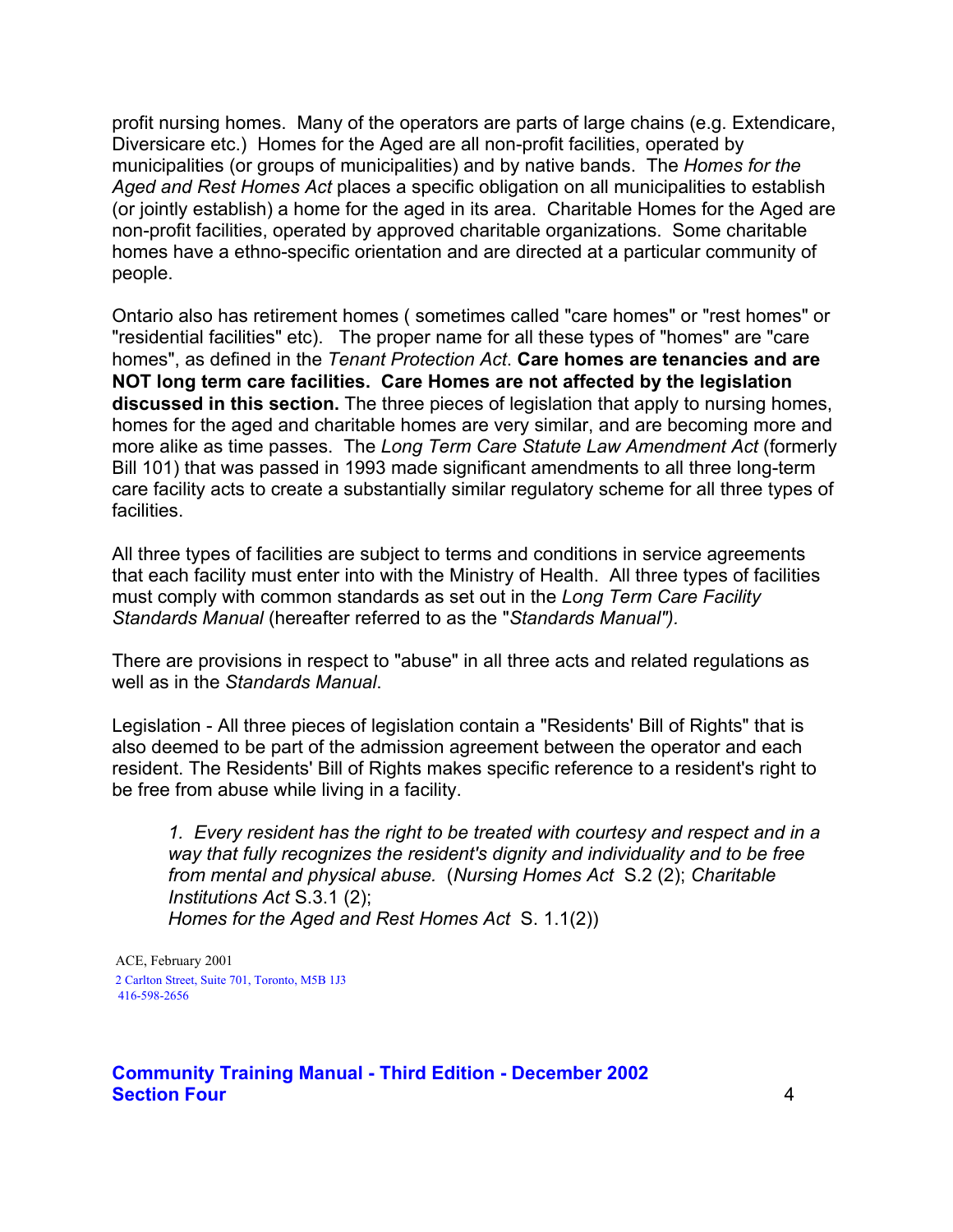profit nursing homes. Many of the operators are parts of large chains (e.g. Extendicare, Diversicare etc.) Homes for the Aged are all non-profit facilities, operated by municipalities (or groups of municipalities) and by native bands. The *Homes for the Aged and Rest Homes Act* places a specific obligation on all municipalities to establish (or jointly establish) a home for the aged in its area. Charitable Homes for the Aged are non-profit facilities, operated by approved charitable organizations. Some charitable homes have a ethno-specific orientation and are directed at a particular community of people.

Ontario also has retirement homes ( sometimes called "care homes" or "rest homes" or "residential facilities" etc). The proper name for all these types of "homes" are "care homes", as defined in the *Tenant Protection Act*. **Care homes are tenancies and are NOT long term care facilities. Care Homes are not affected by the legislation discussed in this section.** The three pieces of legislation that apply to nursing homes, homes for the aged and charitable homes are very similar, and are becoming more and more alike as time passes. The *Long Term Care Statute Law Amendment Act* (formerly Bill 101) that was passed in 1993 made significant amendments to all three long-term care facility acts to create a substantially similar regulatory scheme for all three types of facilities.

All three types of facilities are subject to terms and conditions in service agreements that each facility must enter into with the Ministry of Health. All three types of facilities must comply with common standards as set out in the *Long Term Care Facility Standards Manual* (hereafter referred to as the "*Standards Manual").*

There are provisions in respect to "abuse" in all three acts and related regulations as well as in the *Standards Manual*.

Legislation - All three pieces of legislation contain a "Residents' Bill of Rights" that is also deemed to be part of the admission agreement between the operator and each resident. The Residents' Bill of Rights makes specific reference to a resident's right to be free from abuse while living in a facility.

> *1. Every resident has the right to be treated with courtesy and respect and in a way that fully recognizes the resident's dignity and individuality and to be free from mental and physical abuse.* (*Nursing Homes Act* S.2 (2); *Charitable Institutions Act* S.3.1 (2);
> *Homes for the Aged and Rest Homes Act* S. 1.1(2))

ACE, February 2001
2 Carlton Street, Suite 701, Toronto, M5B 1J3
416-598-2656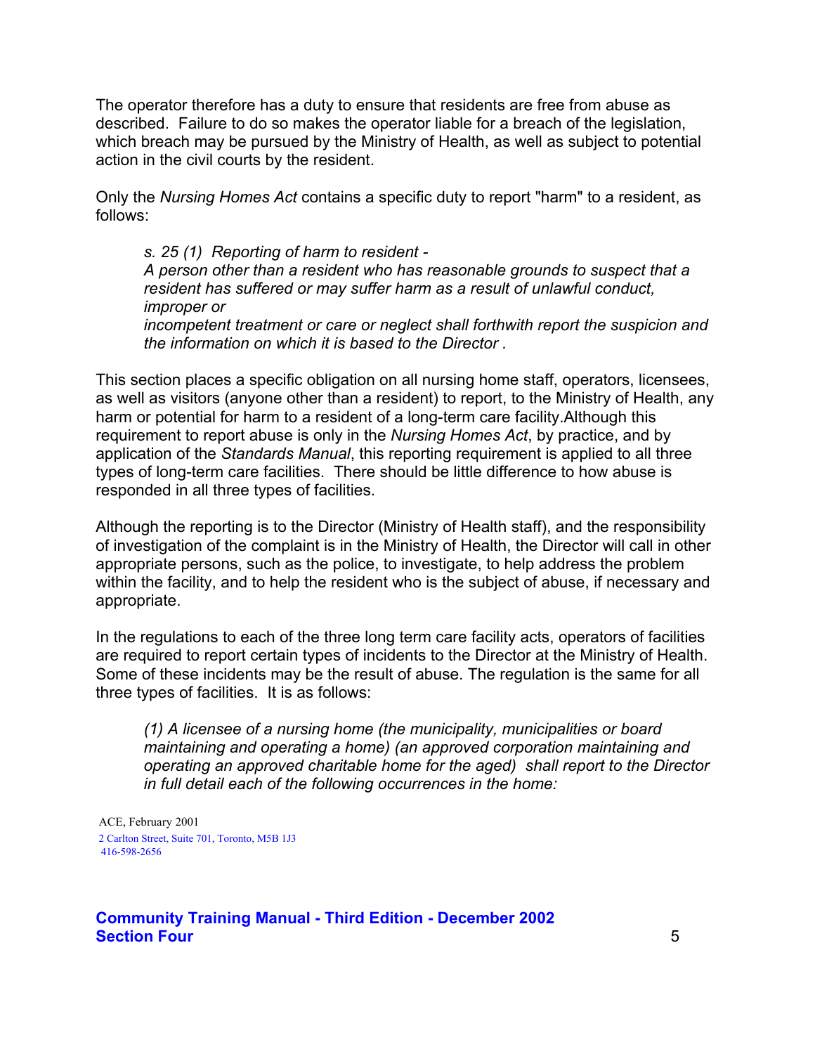The operator therefore has a duty to ensure that residents are free from abuse as described. Failure to do so makes the operator liable for a breach of the legislation, which breach may be pursued by the Ministry of Health, as well as subject to potential action in the civil courts by the resident.

Only the *Nursing Homes Act* contains a specific duty to report "harm" to a resident, as follows:

> *s. 25 (1) Reporting of harm to resident -*
> *A person other than a resident who has reasonable grounds to suspect that a resident has suffered or may suffer harm as a result of unlawful conduct, improper or*
> *incompetent treatment or care or neglect shall forthwith report the suspicion and the information on which it is based to the Director .*

This section places a specific obligation on all nursing home staff, operators, licensees, as well as visitors (anyone other than a resident) to report, to the Ministry of Health, any harm or potential for harm to a resident of a long-term care facility.Although this requirement to report abuse is only in the *Nursing Homes Act*, by practice, and by application of the *Standards Manual*, this reporting requirement is applied to all three types of long-term care facilities. There should be little difference to how abuse is responded in all three types of facilities.

Although the reporting is to the Director (Ministry of Health staff), and the responsibility of investigation of the complaint is in the Ministry of Health, the Director will call in other appropriate persons, such as the police, to investigate, to help address the problem within the facility, and to help the resident who is the subject of abuse, if necessary and appropriate.

In the regulations to each of the three long term care facility acts, operators of facilities are required to report certain types of incidents to the Director at the Ministry of Health. Some of these incidents may be the result of abuse. The regulation is the same for all three types of facilities. It is as follows:

> *(1) A licensee of a nursing home (the municipality, municipalities or board maintaining and operating a home) (an approved corporation maintaining and operating an approved charitable home for the aged) shall report to the Director in full detail each of the following occurrences in the home:*

ACE, February 2001
2 Carlton Street, Suite 701, Toronto, M5B 1J3
416-598-2656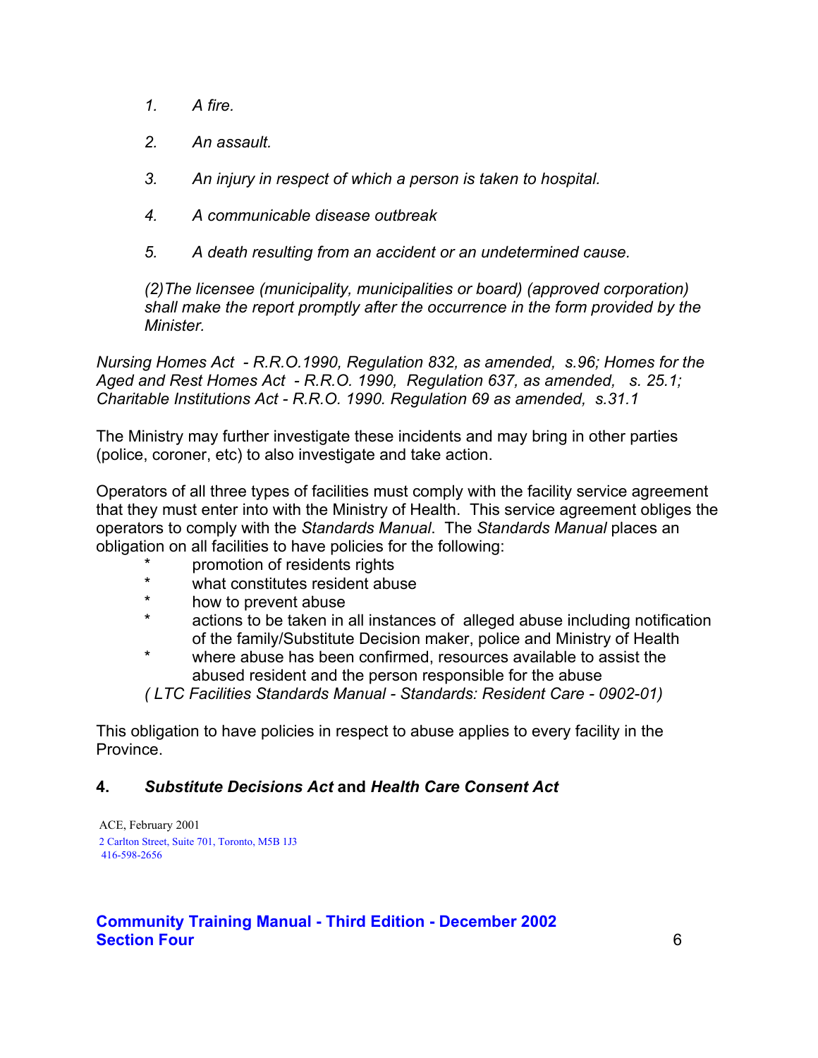*1. A fire.*

*2. An assault.*

*3. An injury in respect of which a person is taken to hospital.*

*4. A communicable disease outbreak*

*5. A death resulting from an accident or an undetermined cause.*

*(2)The licensee (municipality, municipalities or board) (approved corporation) shall make the report promptly after the occurrence in the form provided by the Minister.*

*Nursing Homes Act - R.R.O.1990, Regulation 832, as amended, s.96; Homes for the Aged and Rest Homes Act - R.R.O. 1990, Regulation 637, as amended, s. 25.1; Charitable Institutions Act - R.R.O. 1990. Regulation 69 as amended, s.31.1*

The Ministry may further investigate these incidents and may bring in other parties (police, coroner, etc) to also investigate and take action.

Operators of all three types of facilities must comply with the facility service agreement that they must enter into with the Ministry of Health. This service agreement obliges the operators to comply with the *Standards Manual*. The *Standards Manual* places an obligation on all facilities to have policies for the following:

* promotion of residents rights
* what constitutes resident abuse
* how to prevent abuse
* actions to be taken in all instances of alleged abuse including notification of the family/Substitute Decision maker, police and Ministry of Health
* where abuse has been confirmed, resources available to assist the abused resident and the person responsible for the abuse

*( LTC Facilities Standards Manual - Standards: Resident Care - 0902-01)*

This obligation to have policies in respect to abuse applies to every facility in the Province.

## 4. *Substitute Decisions Act* and *Health Care Consent Act*

ACE, February 2001
2 Carlton Street, Suite 701, Toronto, M5B 1J3
416-598-2656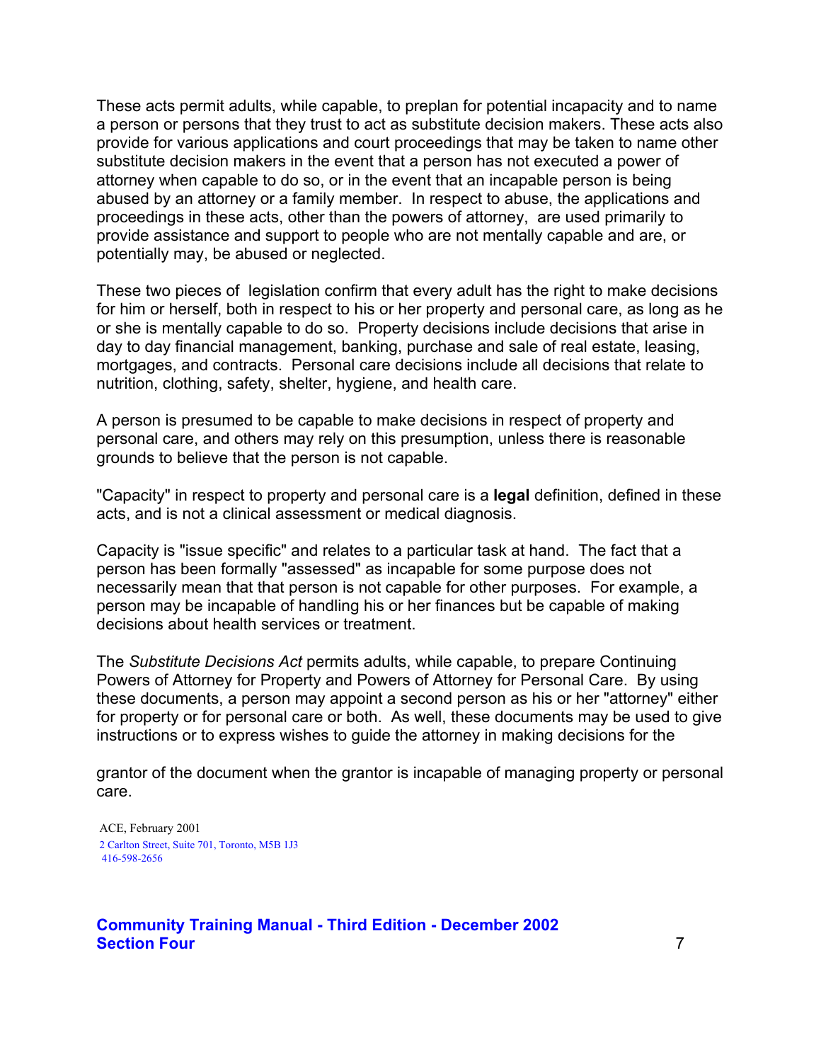These acts permit adults, while capable, to preplan for potential incapacity and to name a person or persons that they trust to act as substitute decision makers. These acts also provide for various applications and court proceedings that may be taken to name other substitute decision makers in the event that a person has not executed a power of attorney when capable to do so, or in the event that an incapable person is being abused by an attorney or a family member. In respect to abuse, the applications and proceedings in these acts, other than the powers of attorney, are used primarily to provide assistance and support to people who are not mentally capable and are, or potentially may, be abused or neglected.

These two pieces of legislation confirm that every adult has the right to make decisions for him or herself, both in respect to his or her property and personal care, as long as he or she is mentally capable to do so. Property decisions include decisions that arise in day to day financial management, banking, purchase and sale of real estate, leasing, mortgages, and contracts. Personal care decisions include all decisions that relate to nutrition, clothing, safety, shelter, hygiene, and health care.

A person is presumed to be capable to make decisions in respect of property and personal care, and others may rely on this presumption, unless there is reasonable grounds to believe that the person is not capable.

"Capacity" in respect to property and personal care is a **legal** definition, defined in these acts, and is not a clinical assessment or medical diagnosis.

Capacity is "issue specific" and relates to a particular task at hand. The fact that a person has been formally "assessed" as incapable for some purpose does not necessarily mean that that person is not capable for other purposes. For example, a person may be incapable of handling his or her finances but be capable of making decisions about health services or treatment.

The *Substitute Decisions Act* permits adults, while capable, to prepare Continuing Powers of Attorney for Property and Powers of Attorney for Personal Care. By using these documents, a person may appoint a second person as his or her "attorney" either for property or for personal care or both. As well, these documents may be used to give instructions or to express wishes to guide the attorney in making decisions for the grantor of the document when the grantor is incapable of managing property or personal care.

ACE, February 2001
2 Carlton Street, Suite 701, Toronto, M5B 1J3
416-598-2656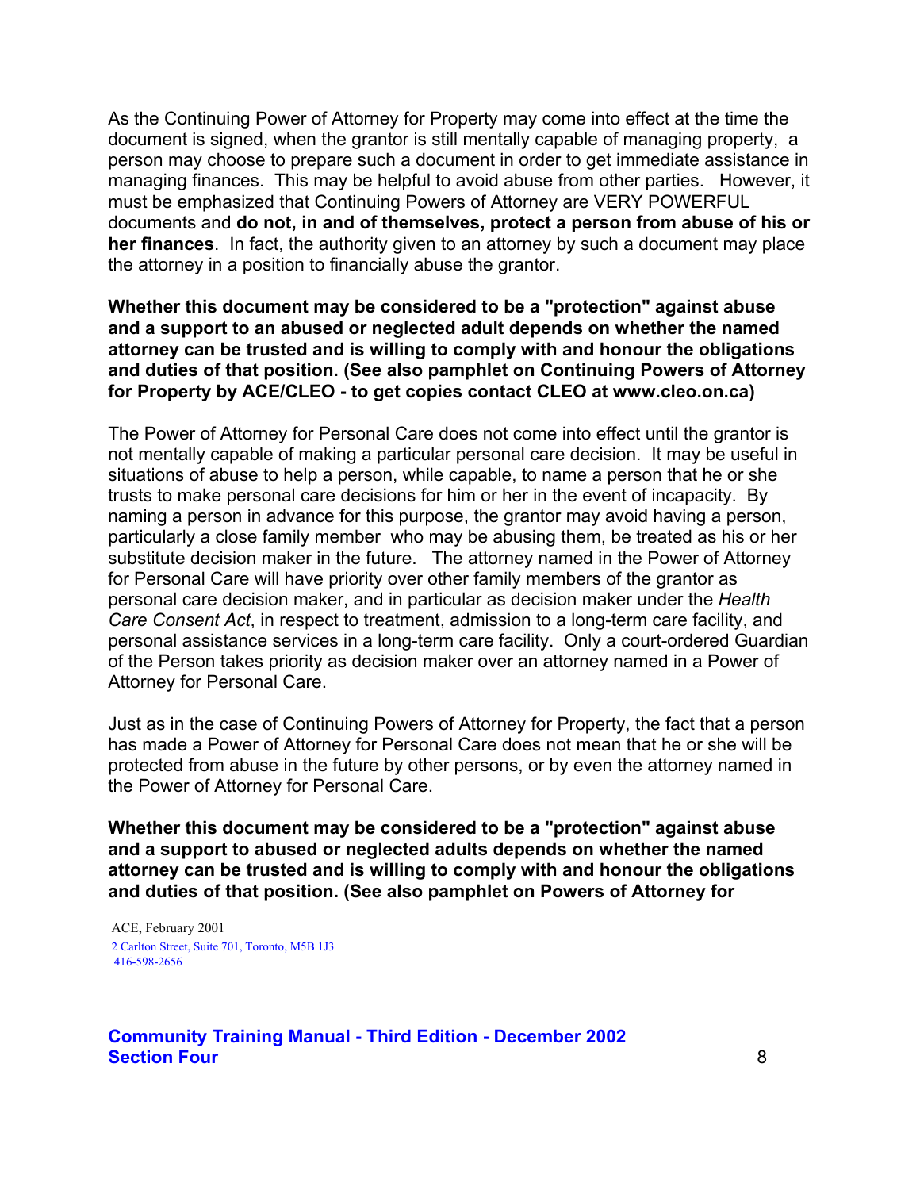As the Continuing Power of Attorney for Property may come into effect at the time the document is signed, when the grantor is still mentally capable of managing property, a person may choose to prepare such a document in order to get immediate assistance in managing finances. This may be helpful to avoid abuse from other parties. However, it must be emphasized that Continuing Powers of Attorney are VERY POWERFUL documents and **do not, in and of themselves, protect a person from abuse of his or her finances**. In fact, the authority given to an attorney by such a document may place the attorney in a position to financially abuse the grantor.

**Whether this document may be considered to be a "protection" against abuse and a support to an abused or neglected adult depends on whether the named attorney can be trusted and is willing to comply with and honour the obligations and duties of that position. (See also pamphlet on Continuing Powers of Attorney for Property by ACE/CLEO - to get copies contact CLEO at www.cleo.on.ca)**

The Power of Attorney for Personal Care does not come into effect until the grantor is not mentally capable of making a particular personal care decision. It may be useful in situations of abuse to help a person, while capable, to name a person that he or she trusts to make personal care decisions for him or her in the event of incapacity. By naming a person in advance for this purpose, the grantor may avoid having a person, particularly a close family member who may be abusing them, be treated as his or her substitute decision maker in the future. The attorney named in the Power of Attorney for Personal Care will have priority over other family members of the grantor as personal care decision maker, and in particular as decision maker under the *Health Care Consent Act*, in respect to treatment, admission to a long-term care facility, and personal assistance services in a long-term care facility. Only a court-ordered Guardian of the Person takes priority as decision maker over an attorney named in a Power of Attorney for Personal Care.

Just as in the case of Continuing Powers of Attorney for Property, the fact that a person has made a Power of Attorney for Personal Care does not mean that he or she will be protected from abuse in the future by other persons, or by even the attorney named in the Power of Attorney for Personal Care.

**Whether this document may be considered to be a "protection" against abuse and a support to abused or neglected adults depends on whether the named attorney can be trusted and is willing to comply with and honour the obligations and duties of that position. (See also pamphlet on Powers of Attorney for**

ACE, February 2001
2 Carlton Street, Suite 701, Toronto, M5B 1J3
416-598-2656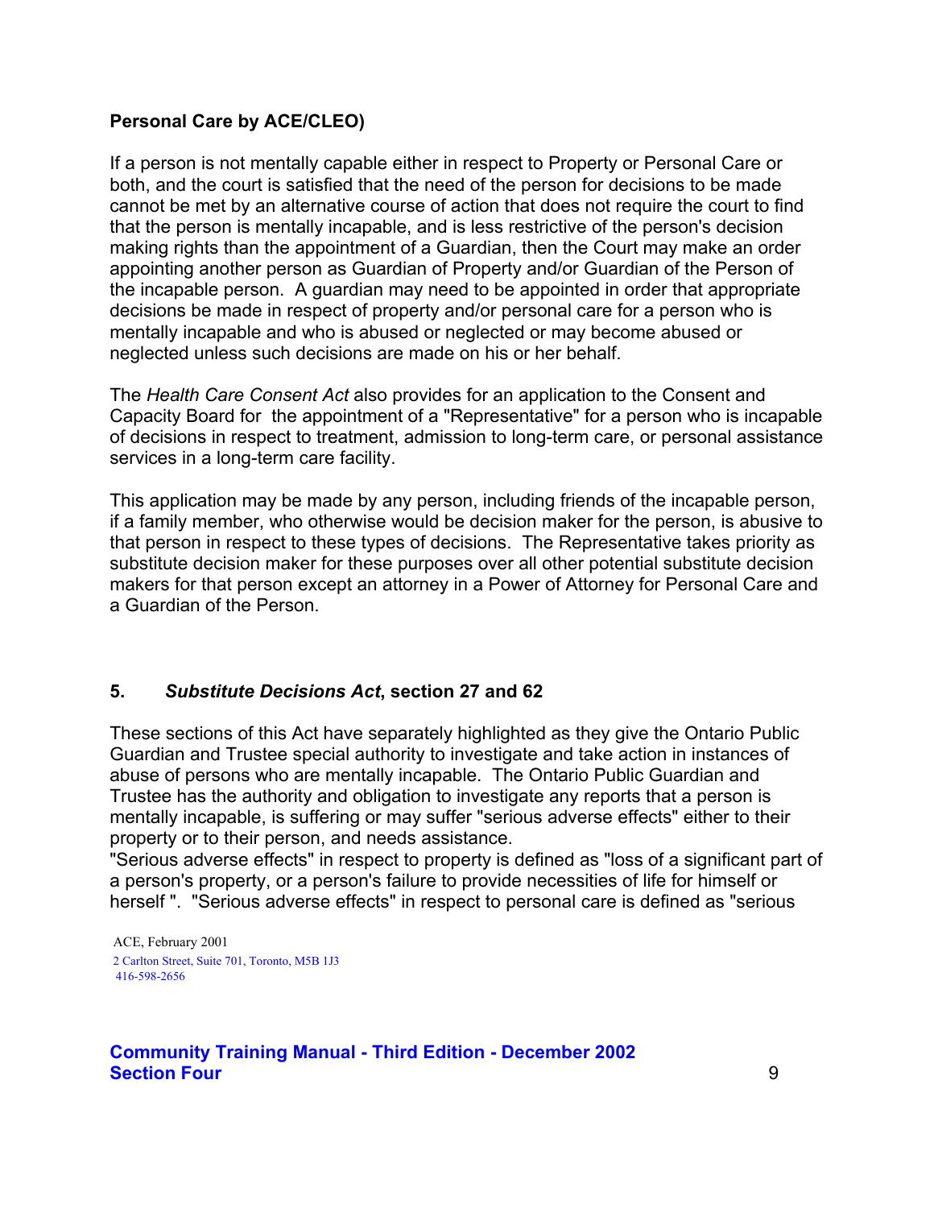**Personal Care by ACE/CLEO)**

If a person is not mentally capable either in respect to Property or Personal Care or both, and the court is satisfied that the need of the person for decisions to be made cannot be met by an alternative course of action that does not require the court to find that the person is mentally incapable, and is less restrictive of the person's decision making rights than the appointment of a Guardian, then the Court may make an order appointing another person as Guardian of Property and/or Guardian of the Person of the incapable person. A guardian may need to be appointed in order that appropriate decisions be made in respect of property and/or personal care for a person who is mentally incapable and who is abused or neglected or may become abused or neglected unless such decisions are made on his or her behalf.

The *Health Care Consent Act* also provides for an application to the Consent and Capacity Board for the appointment of a "Representative" for a person who is incapable of decisions in respect to treatment, admission to long-term care, or personal assistance services in a long-term care facility.

This application may be made by any person, including friends of the incapable person, if a family member, who otherwise would be decision maker for the person, is abusive to that person in respect to these types of decisions. The Representative takes priority as substitute decision maker for these purposes over all other potential substitute decision makers for that person except an attorney in a Power of Attorney for Personal Care and a Guardian of the Person.

## 5. *Substitute Decisions Act*, section 27 and 62

These sections of this Act have separately highlighted as they give the Ontario Public Guardian and Trustee special authority to investigate and take action in instances of abuse of persons who are mentally incapable. The Ontario Public Guardian and Trustee has the authority and obligation to investigate any reports that a person is mentally incapable, is suffering or may suffer "serious adverse effects" either to their property or to their person, and needs assistance.

"Serious adverse effects" in respect to property is defined as "loss of a significant part of a person's property, or a person's failure to provide necessities of life for himself or herself ". "Serious adverse effects" in respect to personal care is defined as "serious

ACE, February 2001
2 Carlton Street, Suite 701, Toronto, M5B 1J3
416-598-2656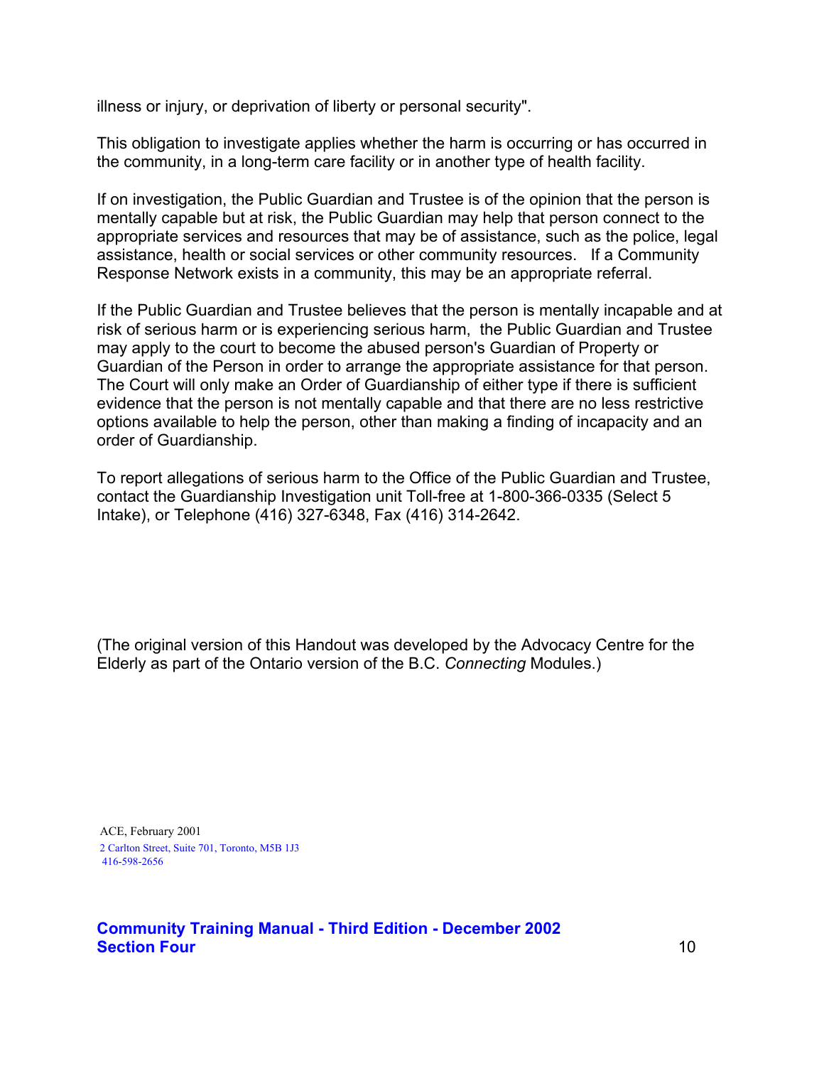illness or injury, or deprivation of liberty or personal security".

This obligation to investigate applies whether the harm is occurring or has occurred in the community, in a long-term care facility or in another type of health facility.

If on investigation, the Public Guardian and Trustee is of the opinion that the person is mentally capable but at risk, the Public Guardian may help that person connect to the appropriate services and resources that may be of assistance, such as the police, legal assistance, health or social services or other community resources. If a Community Response Network exists in a community, this may be an appropriate referral.

If the Public Guardian and Trustee believes that the person is mentally incapable and at risk of serious harm or is experiencing serious harm, the Public Guardian and Trustee may apply to the court to become the abused person's Guardian of Property or Guardian of the Person in order to arrange the appropriate assistance for that person. The Court will only make an Order of Guardianship of either type if there is sufficient evidence that the person is not mentally capable and that there are no less restrictive options available to help the person, other than making a finding of incapacity and an order of Guardianship.

To report allegations of serious harm to the Office of the Public Guardian and Trustee, contact the Guardianship Investigation unit Toll-free at 1-800-366-0335 (Select 5 Intake), or Telephone (416) 327-6348, Fax (416) 314-2642.

(The original version of this Handout was developed by the Advocacy Centre for the Elderly as part of the Ontario version of the B.C. *Connecting* Modules.)

ACE, February 2001
2 Carlton Street, Suite 701, Toronto, M5B 1J3
416-598-2656